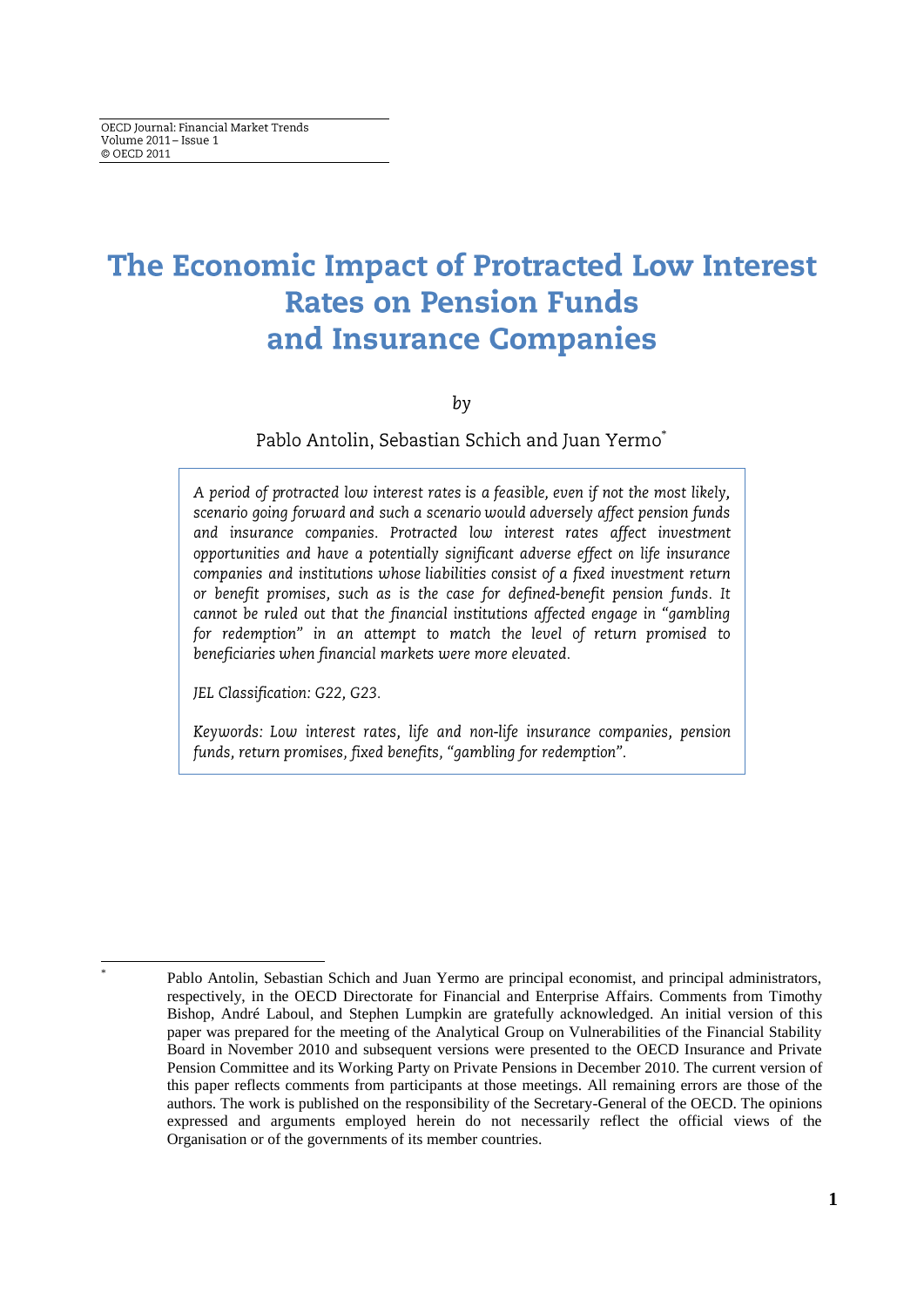OECD Journal: Financial Market Trends
Volume 2011 – Issue 1
© OECD 2011

# The Economic Impact of Protracted Low Interest Rates on Pension Funds and Insurance Companies

*by*

Pablo Antolin, Sebastian Schich and Juan Yermo*

*A period of protracted low interest rates is a feasible, even if not the most likely, scenario going forward and such a scenario would adversely affect pension funds and insurance companies. Protracted low interest rates affect investment opportunities and have a potentially significant adverse effect on life insurance companies and institutions whose liabilities consist of a fixed investment return or benefit promises, such as is the case for defined-benefit pension funds. It cannot be ruled out that the financial institutions affected engage in "gambling for redemption" in an attempt to match the level of return promised to beneficiaries when financial markets were more elevated.*

*JEL Classification: G22, G23.*

*Keywords: Low interest rates, life and non-life insurance companies, pension funds, return promises, fixed benefits, "gambling for redemption".*

---

\* Pablo Antolin, Sebastian Schich and Juan Yermo are principal economist, and principal administrators, respectively, in the OECD Directorate for Financial and Enterprise Affairs. Comments from Timothy Bishop, André Laboul, and Stephen Lumpkin are gratefully acknowledged. An initial version of this paper was prepared for the meeting of the Analytical Group on Vulnerabilities of the Financial Stability Board in November 2010 and subsequent versions were presented to the OECD Insurance and Private Pension Committee and its Working Party on Private Pensions in December 2010. The current version of this paper reflects comments from participants at those meetings. All remaining errors are those of the authors. The work is published on the responsibility of the Secretary-General of the OECD. The opinions expressed and arguments employed herein do not necessarily reflect the official views of the Organisation or of the governments of its member countries.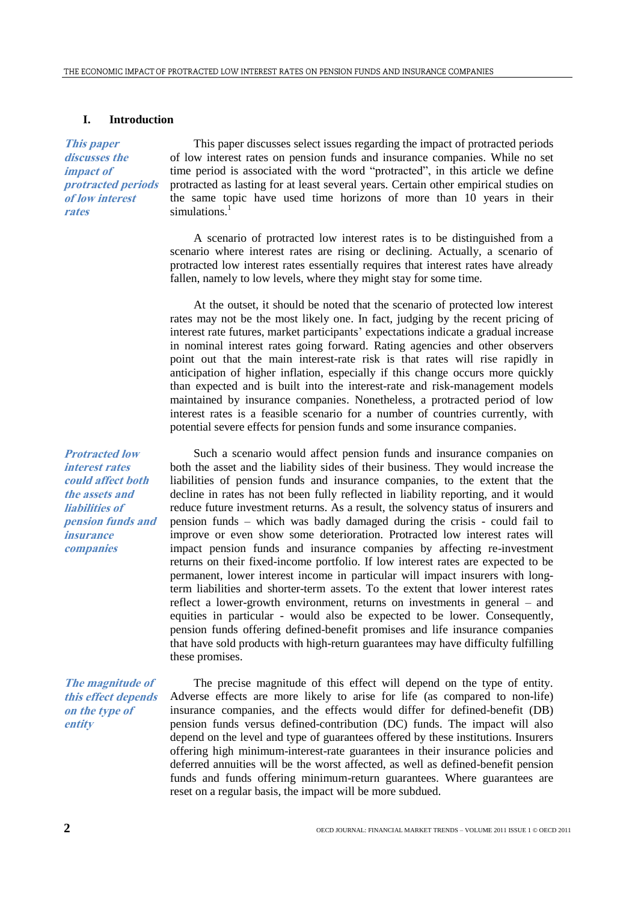## I. Introduction

*This paper discusses the impact of protracted periods of low interest rates*

This paper discusses select issues regarding the impact of protracted periods of low interest rates on pension funds and insurance companies. While no set time period is associated with the word "protracted", in this article we define protracted as lasting for at least several years. Certain other empirical studies on the same topic have used time horizons of more than 10 years in their simulations.[1]

A scenario of protracted low interest rates is to be distinguished from a scenario where interest rates are rising or declining. Actually, a scenario of protracted low interest rates essentially requires that interest rates have already fallen, namely to low levels, where they might stay for some time.

At the outset, it should be noted that the scenario of protected low interest rates may not be the most likely one. In fact, judging by the recent pricing of interest rate futures, market participants' expectations indicate a gradual increase in nominal interest rates going forward. Rating agencies and other observers point out that the main interest-rate risk is that rates will rise rapidly in anticipation of higher inflation, especially if this change occurs more quickly than expected and is built into the interest-rate and risk-management models maintained by insurance companies. Nonetheless, a protracted period of low interest rates is a feasible scenario for a number of countries currently, with potential severe effects for pension funds and some insurance companies.

*Protracted low interest rates could affect both the assets and the liabilities of pension funds and insurance companies*

Such a scenario would affect pension funds and insurance companies on both the asset and the liability sides of their business. They would increase the liabilities of pension funds and insurance companies, to the extent that the decline in rates has not been fully reflected in liability reporting, and it would reduce future investment returns. As a result, the solvency status of insurers and pension funds – which was badly damaged during the crisis - could fail to improve or even show some deterioration. Protracted low interest rates will impact pension funds and insurance companies by affecting re-investment returns on their fixed-income portfolio. If low interest rates are expected to be permanent, lower interest income in particular will impact insurers with long-term liabilities and shorter-term assets. To the extent that lower interest rates reflect a lower-growth environment, returns on investments in general – and equities in particular - would also be expected to be lower. Consequently, pension funds offering defined-benefit promises and life insurance companies that have sold products with high-return guarantees may have difficulty fulfilling these promises.

*The magnitude of this effect depends on the type of entity*

The precise magnitude of this effect will depend on the type of entity. Adverse effects are more likely to arise for life (as compared to non-life) insurance companies, and the effects would differ for defined-benefit (DB) pension funds versus defined-contribution (DC) funds. The impact will also depend on the level and type of guarantees offered by these institutions. Insurers offering high minimum-interest-rate guarantees in their insurance policies and deferred annuities will be the worst affected, as well as defined-benefit pension funds and funds offering minimum-return guarantees. Where guarantees are reset on a regular basis, the impact will be more subdued.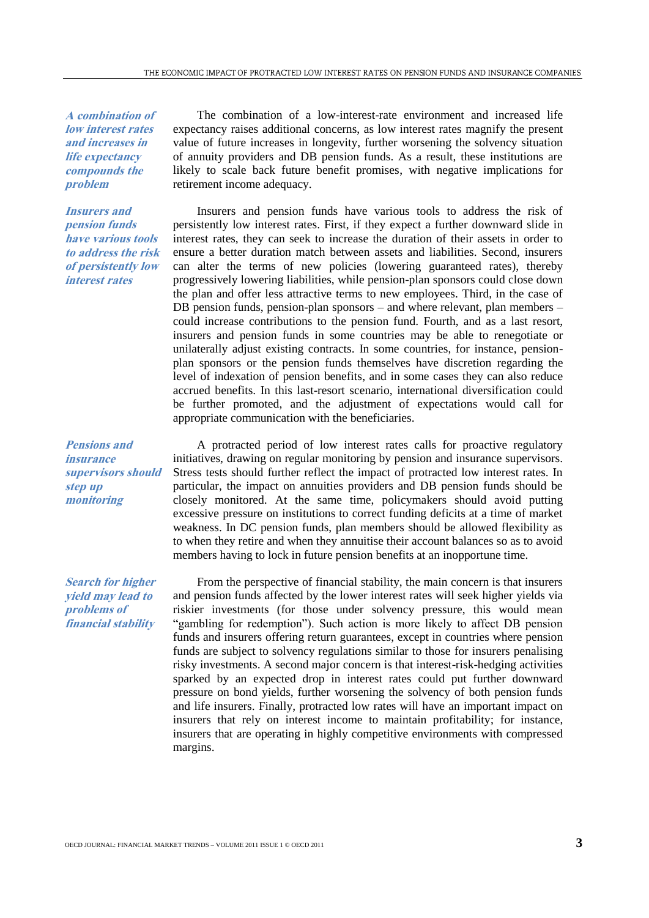*A combination of low interest rates and increases in life expectancy compounds the problem*

The combination of a low-interest-rate environment and increased life expectancy raises additional concerns, as low interest rates magnify the present value of future increases in longevity, further worsening the solvency situation of annuity providers and DB pension funds. As a result, these institutions are likely to scale back future benefit promises, with negative implications for retirement income adequacy.

*Insurers and pension funds have various tools to address the risk of persistently low interest rates*

Insurers and pension funds have various tools to address the risk of persistently low interest rates. First, if they expect a further downward slide in interest rates, they can seek to increase the duration of their assets in order to ensure a better duration match between assets and liabilities. Second, insurers can alter the terms of new policies (lowering guaranteed rates), thereby progressively lowering liabilities, while pension-plan sponsors could close down the plan and offer less attractive terms to new employees. Third, in the case of DB pension funds, pension-plan sponsors – and where relevant, plan members – could increase contributions to the pension fund. Fourth, and as a last resort, insurers and pension funds in some countries may be able to renegotiate or unilaterally adjust existing contracts. In some countries, for instance, pension-plan sponsors or the pension funds themselves have discretion regarding the level of indexation of pension benefits, and in some cases they can also reduce accrued benefits. In this last-resort scenario, international diversification could be further promoted, and the adjustment of expectations would call for appropriate communication with the beneficiaries.

*Pensions and insurance supervisors should step up monitoring*

A protracted period of low interest rates calls for proactive regulatory initiatives, drawing on regular monitoring by pension and insurance supervisors. Stress tests should further reflect the impact of protracted low interest rates. In particular, the impact on annuities providers and DB pension funds should be closely monitored. At the same time, policymakers should avoid putting excessive pressure on institutions to correct funding deficits at a time of market weakness. In DC pension funds, plan members should be allowed flexibility as to when they retire and when they annuitise their account balances so as to avoid members having to lock in future pension benefits at an inopportune time.

*Search for higher yield may lead to problems of financial stability*

From the perspective of financial stability, the main concern is that insurers and pension funds affected by the lower interest rates will seek higher yields via riskier investments (for those under solvency pressure, this would mean "gambling for redemption"). Such action is more likely to affect DB pension funds and insurers offering return guarantees, except in countries where pension funds are subject to solvency regulations similar to those for insurers penalising risky investments. A second major concern is that interest-risk-hedging activities sparked by an expected drop in interest rates could put further downward pressure on bond yields, further worsening the solvency of both pension funds and life insurers. Finally, protracted low rates will have an important impact on insurers that rely on interest income to maintain profitability; for instance, insurers that are operating in highly competitive environments with compressed margins.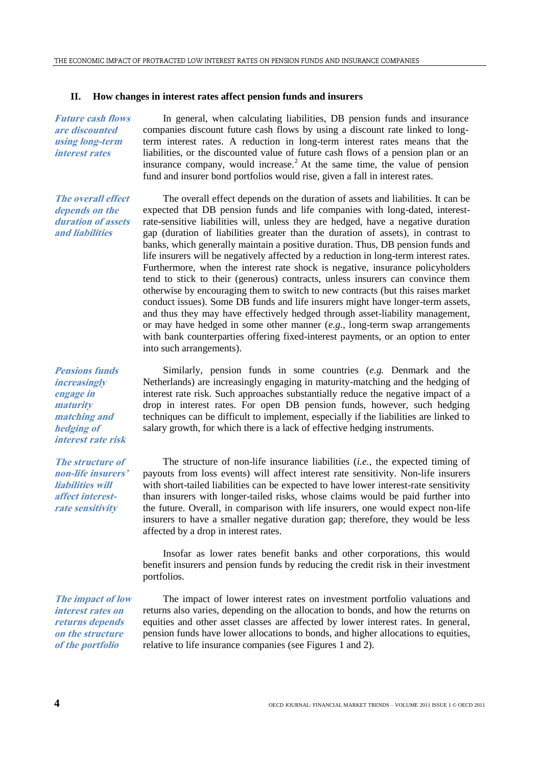## II. How changes in interest rates affect pension funds and insurers

*Future cash flows are discounted using long-term interest rates*

In general, when calculating liabilities, DB pension funds and insurance companies discount future cash flows by using a discount rate linked to long-term interest rates. A reduction in long-term interest rates means that the liabilities, or the discounted value of future cash flows of a pension plan or an insurance company, would increase.[2] At the same time, the value of pension fund and insurer bond portfolios would rise, given a fall in interest rates.

*The overall effect depends on the duration of assets and liabilities*

The overall effect depends on the duration of assets and liabilities. It can be expected that DB pension funds and life companies with long-dated, interest-rate-sensitive liabilities will, unless they are hedged, have a negative duration gap (duration of liabilities greater than the duration of assets), in contrast to banks, which generally maintain a positive duration. Thus, DB pension funds and life insurers will be negatively affected by a reduction in long-term interest rates. Furthermore, when the interest rate shock is negative, insurance policyholders tend to stick to their (generous) contracts, unless insurers can convince them otherwise by encouraging them to switch to new contracts (but this raises market conduct issues). Some DB funds and life insurers might have longer-term assets, and thus they may have effectively hedged through asset-liability management, or may have hedged in some other manner (*e.g.*, long-term swap arrangements with bank counterparties offering fixed-interest payments, or an option to enter into such arrangements).

*Pensions funds increasingly engage in maturity matching and hedging of interest rate risk*

Similarly, pension funds in some countries (*e.g.* Denmark and the Netherlands) are increasingly engaging in maturity-matching and the hedging of interest rate risk. Such approaches substantially reduce the negative impact of a drop in interest rates. For open DB pension funds, however, such hedging techniques can be difficult to implement, especially if the liabilities are linked to salary growth, for which there is a lack of effective hedging instruments.

*The structure of non-life insurers' liabilities will affect interest-rate sensitivity*

The structure of non-life insurance liabilities (*i.e.*, the expected timing of payouts from loss events) will affect interest rate sensitivity. Non-life insurers with short-tailed liabilities can be expected to have lower interest-rate sensitivity than insurers with longer-tailed risks, whose claims would be paid further into the future. Overall, in comparison with life insurers, one would expect non-life insurers to have a smaller negative duration gap; therefore, they would be less affected by a drop in interest rates.

Insofar as lower rates benefit banks and other corporations, this would benefit insurers and pension funds by reducing the credit risk in their investment portfolios.

*The impact of low interest rates on returns depends on the structure of the portfolio*

The impact of lower interest rates on investment portfolio valuations and returns also varies, depending on the allocation to bonds, and how the returns on equities and other asset classes are affected by lower interest rates. In general, pension funds have lower allocations to bonds, and higher allocations to equities, relative to life insurance companies (see Figures 1 and 2).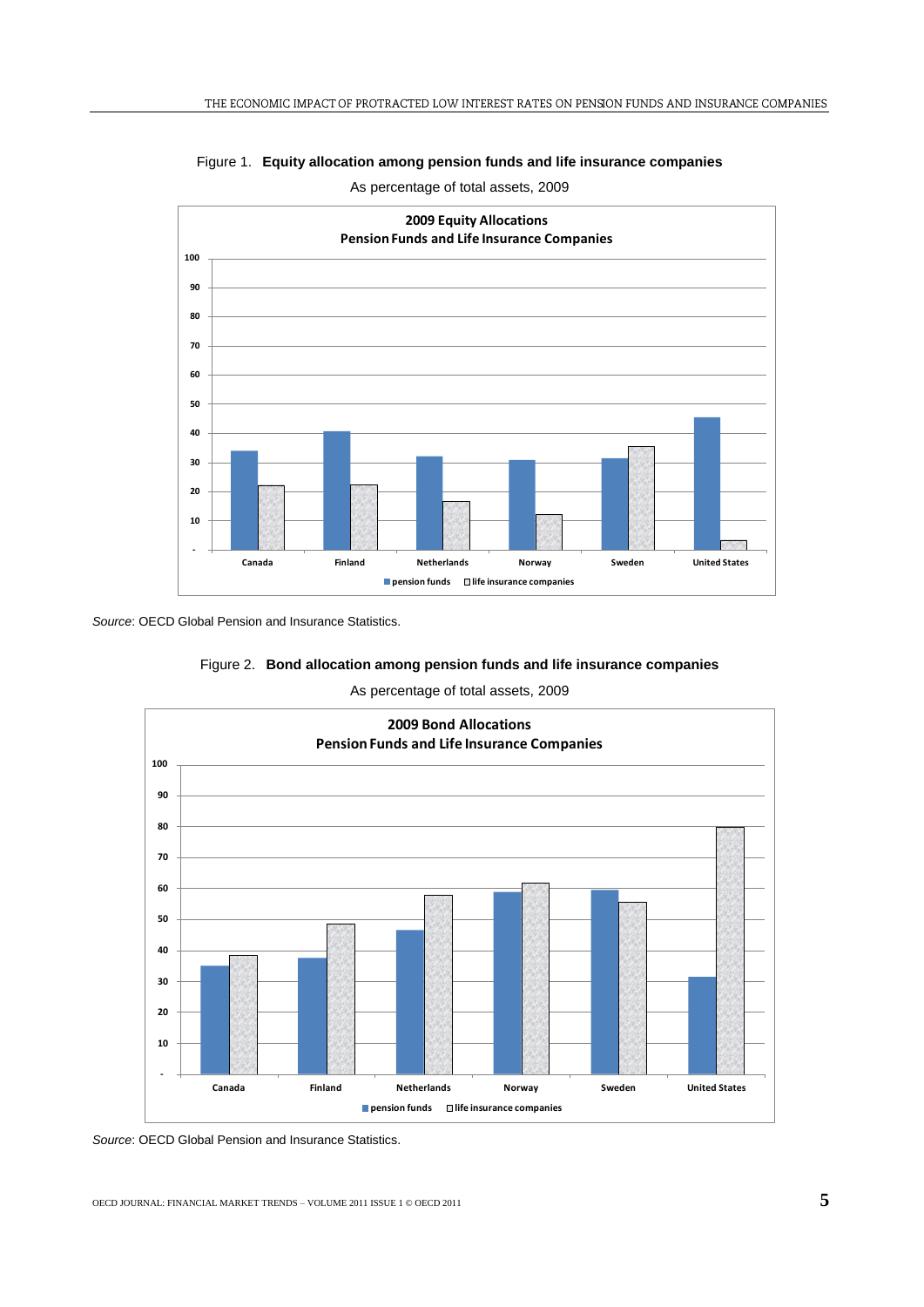Figure 1. **Equity allocation among pension funds and life insurance companies**

As percentage of total assets, 2009

*Source*: OECD Global Pension and Insurance Statistics.

Figure 2. **Bond allocation among pension funds and life insurance companies**

As percentage of total assets, 2009

*Source*: OECD Global Pension and Insurance Statistics.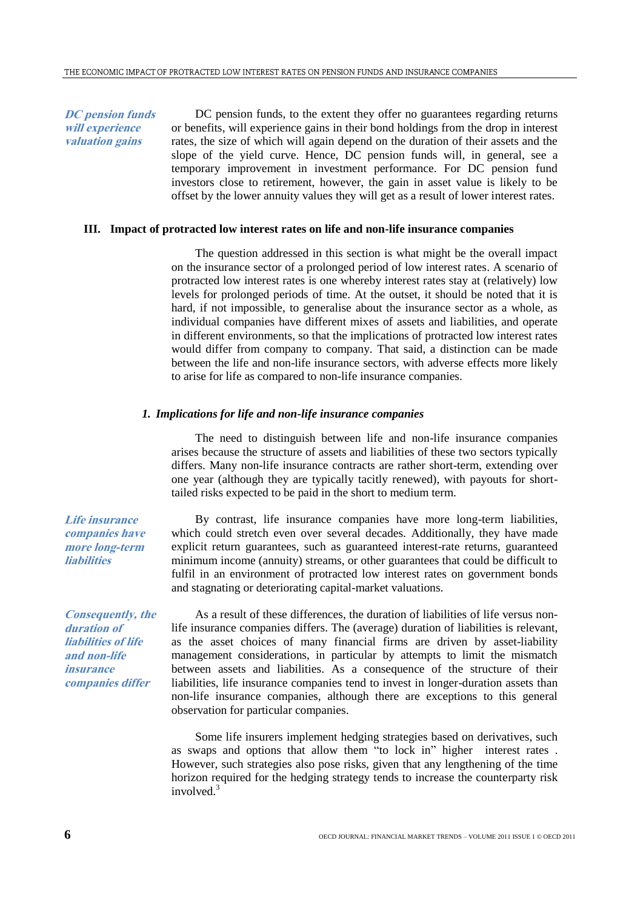*DC pension funds will experience valuation gains*

DC pension funds, to the extent they offer no guarantees regarding returns or benefits, will experience gains in their bond holdings from the drop in interest rates, the size of which will again depend on the duration of their assets and the slope of the yield curve. Hence, DC pension funds will, in general, see a temporary improvement in investment performance. For DC pension fund investors close to retirement, however, the gain in asset value is likely to be offset by the lower annuity values they will get as a result of lower interest rates.

## III. Impact of protracted low interest rates on life and non-life insurance companies

The question addressed in this section is what might be the overall impact on the insurance sector of a prolonged period of low interest rates. A scenario of protracted low interest rates is one whereby interest rates stay at (relatively) low levels for prolonged periods of time. At the outset, it should be noted that it is hard, if not impossible, to generalise about the insurance sector as a whole, as individual companies have different mixes of assets and liabilities, and operate in different environments, so that the implications of protracted low interest rates would differ from company to company. That said, a distinction can be made between the life and non-life insurance sectors, with adverse effects more likely to arise for life as compared to non-life insurance companies.

### *1. Implications for life and non-life insurance companies*

The need to distinguish between life and non-life insurance companies arises because the structure of assets and liabilities of these two sectors typically differs. Many non-life insurance contracts are rather short-term, extending over one year (although they are typically tacitly renewed), with payouts for short-tailed risks expected to be paid in the short to medium term.

*Life insurance companies have more long-term liabilities*

By contrast, life insurance companies have more long-term liabilities, which could stretch even over several decades. Additionally, they have made explicit return guarantees, such as guaranteed interest-rate returns, guaranteed minimum income (annuity) streams, or other guarantees that could be difficult to fulfil in an environment of protracted low interest rates on government bonds and stagnating or deteriorating capital-market valuations.

*Consequently, the duration of liabilities of life and non-life insurance companies differ*

As a result of these differences, the duration of liabilities of life versus non-life insurance companies differs. The (average) duration of liabilities is relevant, as the asset choices of many financial firms are driven by asset-liability management considerations, in particular by attempts to limit the mismatch between assets and liabilities. As a consequence of the structure of their liabilities, life insurance companies tend to invest in longer-duration assets than non-life insurance companies, although there are exceptions to this general observation for particular companies.

Some life insurers implement hedging strategies based on derivatives, such as swaps and options that allow them "to lock in" higher interest rates . However, such strategies also pose risks, given that any lengthening of the time horizon required for the hedging strategy tends to increase the counterparty risk involved.[3]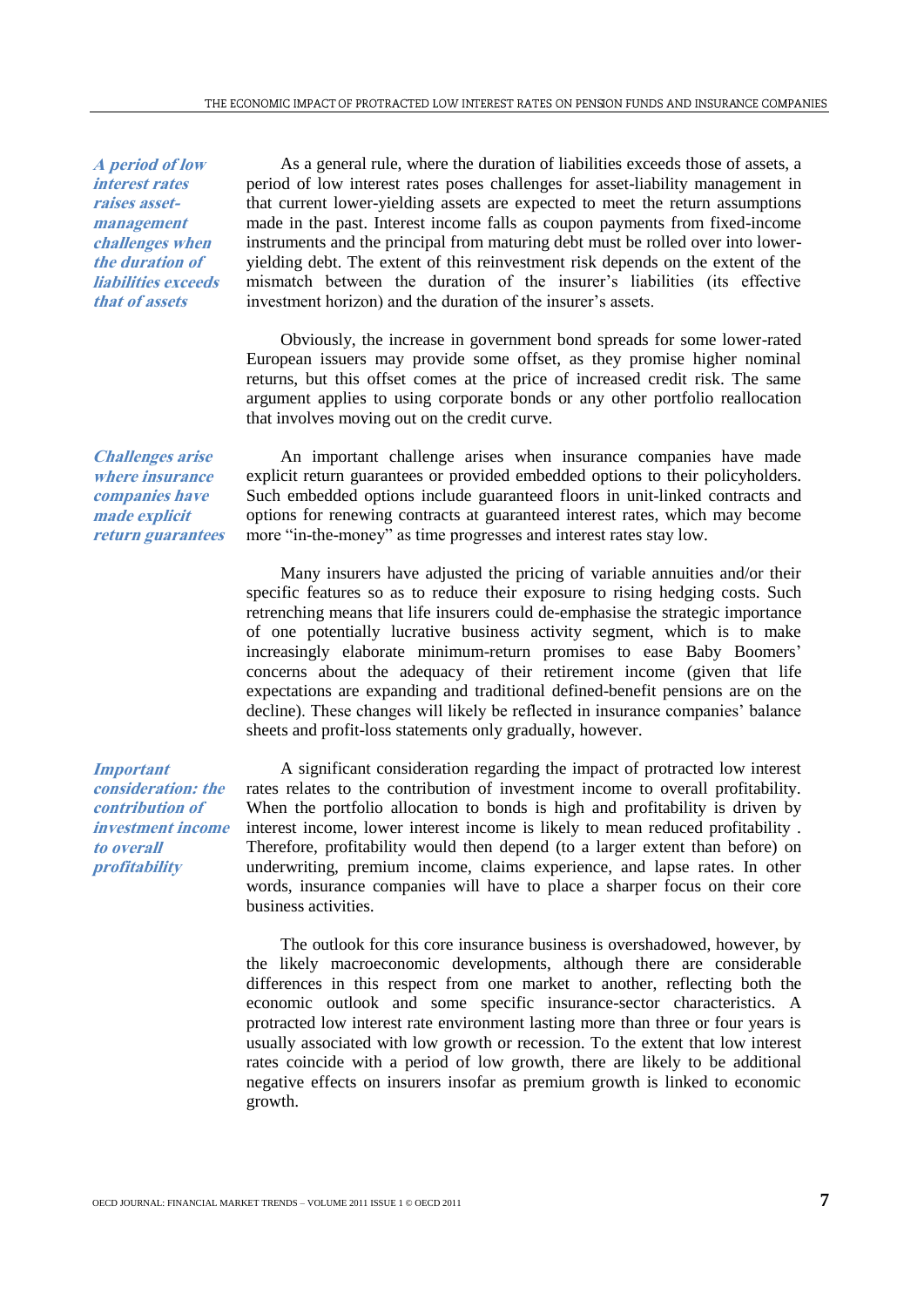*A period of low interest rates raises asset-management challenges when the duration of liabilities exceeds that of assets*

As a general rule, where the duration of liabilities exceeds those of assets, a period of low interest rates poses challenges for asset-liability management in that current lower-yielding assets are expected to meet the return assumptions made in the past. Interest income falls as coupon payments from fixed-income instruments and the principal from maturing debt must be rolled over into lower-yielding debt. The extent of this reinvestment risk depends on the extent of the mismatch between the duration of the insurer's liabilities (its effective investment horizon) and the duration of the insurer's assets.

Obviously, the increase in government bond spreads for some lower-rated European issuers may provide some offset, as they promise higher nominal returns, but this offset comes at the price of increased credit risk. The same argument applies to using corporate bonds or any other portfolio reallocation that involves moving out on the credit curve.

*Challenges arise where insurance companies have made explicit return guarantees*

An important challenge arises when insurance companies have made explicit return guarantees or provided embedded options to their policyholders. Such embedded options include guaranteed floors in unit-linked contracts and options for renewing contracts at guaranteed interest rates, which may become more "in-the-money" as time progresses and interest rates stay low.

Many insurers have adjusted the pricing of variable annuities and/or their specific features so as to reduce their exposure to rising hedging costs. Such retrenching means that life insurers could de-emphasise the strategic importance of one potentially lucrative business activity segment, which is to make increasingly elaborate minimum-return promises to ease Baby Boomers' concerns about the adequacy of their retirement income (given that life expectations are expanding and traditional defined-benefit pensions are on the decline). These changes will likely be reflected in insurance companies' balance sheets and profit-loss statements only gradually, however.

*Important consideration: the contribution of investment income to overall profitability*

A significant consideration regarding the impact of protracted low interest rates relates to the contribution of investment income to overall profitability. When the portfolio allocation to bonds is high and profitability is driven by interest income, lower interest income is likely to mean reduced profitability . Therefore, profitability would then depend (to a larger extent than before) on underwriting, premium income, claims experience, and lapse rates. In other words, insurance companies will have to place a sharper focus on their core business activities.

The outlook for this core insurance business is overshadowed, however, by the likely macroeconomic developments, although there are considerable differences in this respect from one market to another, reflecting both the economic outlook and some specific insurance-sector characteristics. A protracted low interest rate environment lasting more than three or four years is usually associated with low growth or recession. To the extent that low interest rates coincide with a period of low growth, there are likely to be additional negative effects on insurers insofar as premium growth is linked to economic growth.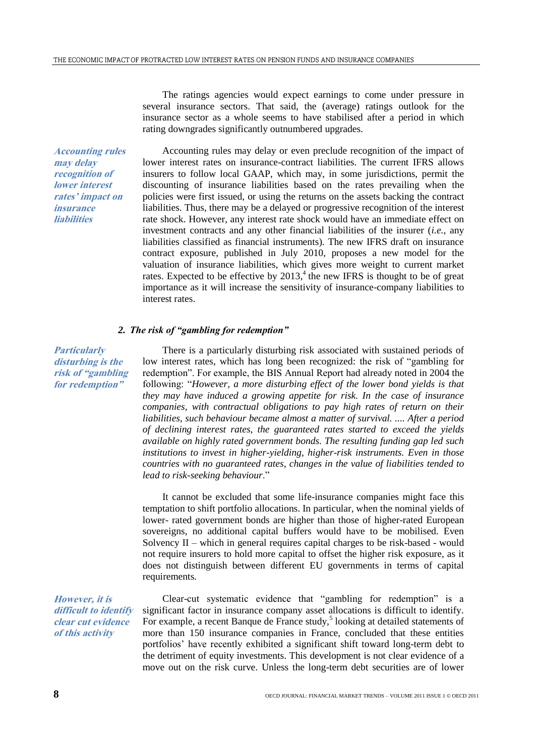The ratings agencies would expect earnings to come under pressure in several insurance sectors. That said, the (average) ratings outlook for the insurance sector as a whole seems to have stabilised after a period in which rating downgrades significantly outnumbered upgrades.

***Accounting rules may delay recognition of lower interest rates' impact on insurance liabilities***

Accounting rules may delay or even preclude recognition of the impact of lower interest rates on insurance-contract liabilities. The current IFRS allows insurers to follow local GAAP, which may, in some jurisdictions, permit the discounting of insurance liabilities based on the rates prevailing when the policies were first issued, or using the returns on the assets backing the contract liabilities. Thus, there may be a delayed or progressive recognition of the interest rate shock. However, any interest rate shock would have an immediate effect on investment contracts and any other financial liabilities of the insurer (*i.e.*, any liabilities classified as financial instruments). The new IFRS draft on insurance contract exposure, published in July 2010, proposes a new model for the valuation of insurance liabilities, which gives more weight to current market rates. Expected to be effective by 2013,[4] the new IFRS is thought to be of great importance as it will increase the sensitivity of insurance-company liabilities to interest rates.

### *2. The risk of "gambling for redemption"*

***Particularly disturbing is the risk of "gambling for redemption"***

There is a particularly disturbing risk associated with sustained periods of low interest rates, which has long been recognized: the risk of "gambling for redemption". For example, the BIS Annual Report had already noted in 2004 the following: "*However, a more disturbing effect of the lower bond yields is that they may have induced a growing appetite for risk. In the case of insurance companies, with contractual obligations to pay high rates of return on their liabilities, such behaviour became almost a matter of survival. .... After a period of declining interest rates, the guaranteed rates started to exceed the yields available on highly rated government bonds. The resulting funding gap led such institutions to invest in higher-yielding, higher-risk instruments. Even in those countries with no guaranteed rates, changes in the value of liabilities tended to lead to risk-seeking behaviour*."

It cannot be excluded that some life-insurance companies might face this temptation to shift portfolio allocations. In particular, when the nominal yields of lower- rated government bonds are higher than those of higher-rated European sovereigns, no additional capital buffers would have to be mobilised. Even Solvency II – which in general requires capital charges to be risk-based - would not require insurers to hold more capital to offset the higher risk exposure, as it does not distinguish between different EU governments in terms of capital requirements.

***However, it is difficult to identify clear cut evidence of this activity***

Clear-cut systematic evidence that "gambling for redemption" is a significant factor in insurance company asset allocations is difficult to identify. For example, a recent Banque de France study,[5] looking at detailed statements of more than 150 insurance companies in France, concluded that these entities portfolios' have recently exhibited a significant shift toward long-term debt to the detriment of equity investments. This development is not clear evidence of a move out on the risk curve. Unless the long-term debt securities are of lower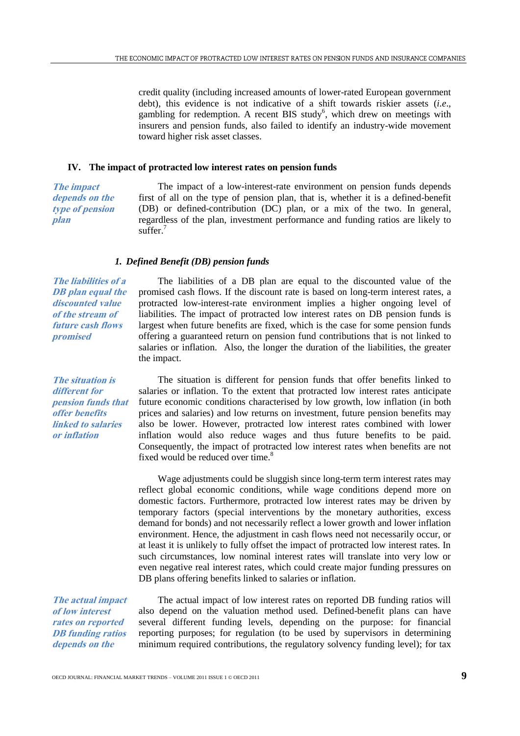credit quality (including increased amounts of lower-rated European government debt), this evidence is not indicative of a shift towards riskier assets (*i.e*., gambling for redemption. A recent BIS study[6], which drew on meetings with insurers and pension funds, also failed to identify an industry-wide movement toward higher risk asset classes.

## IV. The impact of protracted low interest rates on pension funds

***The impact depends on the type of pension plan***

The impact of a low-interest-rate environment on pension funds depends first of all on the type of pension plan, that is, whether it is a defined-benefit (DB) or defined-contribution (DC) plan, or a mix of the two. In general, regardless of the plan, investment performance and funding ratios are likely to suffer.[7]

### *1. Defined Benefit (DB) pension funds*

***The liabilities of a DB plan equal the discounted value of the stream of future cash flows promised***

The liabilities of a DB plan are equal to the discounted value of the promised cash flows. If the discount rate is based on long-term interest rates, a protracted low-interest-rate environment implies a higher ongoing level of liabilities. The impact of protracted low interest rates on DB pension funds is largest when future benefits are fixed, which is the case for some pension funds offering a guaranteed return on pension fund contributions that is not linked to salaries or inflation. Also, the longer the duration of the liabilities, the greater the impact.

***The situation is different for pension funds that offer benefits linked to salaries or inflation***

The situation is different for pension funds that offer benefits linked to salaries or inflation. To the extent that protracted low interest rates anticipate future economic conditions characterised by low growth, low inflation (in both prices and salaries) and low returns on investment, future pension benefits may also be lower. However, protracted low interest rates combined with lower inflation would also reduce wages and thus future benefits to be paid. Consequently, the impact of protracted low interest rates when benefits are not fixed would be reduced over time.[8]

Wage adjustments could be sluggish since long-term term interest rates may reflect global economic conditions, while wage conditions depend more on domestic factors. Furthermore, protracted low interest rates may be driven by temporary factors (special interventions by the monetary authorities, excess demand for bonds) and not necessarily reflect a lower growth and lower inflation environment. Hence, the adjustment in cash flows need not necessarily occur, or at least it is unlikely to fully offset the impact of protracted low interest rates. In such circumstances, low nominal interest rates will translate into very low or even negative real interest rates, which could create major funding pressures on DB plans offering benefits linked to salaries or inflation.

***The actual impact of low interest rates on reported DB funding ratios depends on the***

The actual impact of low interest rates on reported DB funding ratios will also depend on the valuation method used. Defined-benefit plans can have several different funding levels, depending on the purpose: for financial reporting purposes; for regulation (to be used by supervisors in determining minimum required contributions, the regulatory solvency funding level); for tax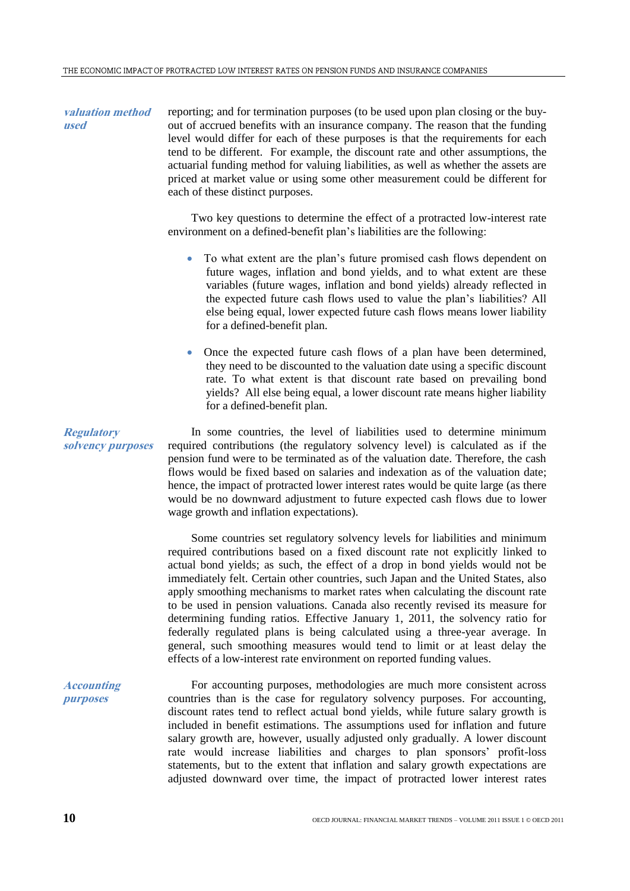*valuation method used*

reporting; and for termination purposes (to be used upon plan closing or the buy-out of accrued benefits with an insurance company. The reason that the funding level would differ for each of these purposes is that the requirements for each tend to be different. For example, the discount rate and other assumptions, the actuarial funding method for valuing liabilities, as well as whether the assets are priced at market value or using some other measurement could be different for each of these distinct purposes.

Two key questions to determine the effect of a protracted low-interest rate environment on a defined-benefit plan's liabilities are the following:

- To what extent are the plan's future promised cash flows dependent on future wages, inflation and bond yields, and to what extent are these variables (future wages, inflation and bond yields) already reflected in the expected future cash flows used to value the plan's liabilities? All else being equal, lower expected future cash flows means lower liability for a defined-benefit plan.
- Once the expected future cash flows of a plan have been determined, they need to be discounted to the valuation date using a specific discount rate. To what extent is that discount rate based on prevailing bond yields? All else being equal, a lower discount rate means higher liability for a defined-benefit plan.

*Regulatory solvency purposes*

In some countries, the level of liabilities used to determine minimum required contributions (the regulatory solvency level) is calculated as if the pension fund were to be terminated as of the valuation date. Therefore, the cash flows would be fixed based on salaries and indexation as of the valuation date; hence, the impact of protracted lower interest rates would be quite large (as there would be no downward adjustment to future expected cash flows due to lower wage growth and inflation expectations).

Some countries set regulatory solvency levels for liabilities and minimum required contributions based on a fixed discount rate not explicitly linked to actual bond yields; as such, the effect of a drop in bond yields would not be immediately felt. Certain other countries, such Japan and the United States, also apply smoothing mechanisms to market rates when calculating the discount rate to be used in pension valuations. Canada also recently revised its measure for determining funding ratios. Effective January 1, 2011, the solvency ratio for federally regulated plans is being calculated using a three-year average. In general, such smoothing measures would tend to limit or at least delay the effects of a low-interest rate environment on reported funding values.

*Accounting purposes*

For accounting purposes, methodologies are much more consistent across countries than is the case for regulatory solvency purposes. For accounting, discount rates tend to reflect actual bond yields, while future salary growth is included in benefit estimations. The assumptions used for inflation and future salary growth are, however, usually adjusted only gradually. A lower discount rate would increase liabilities and charges to plan sponsors' profit-loss statements, but to the extent that inflation and salary growth expectations are adjusted downward over time, the impact of protracted lower interest rates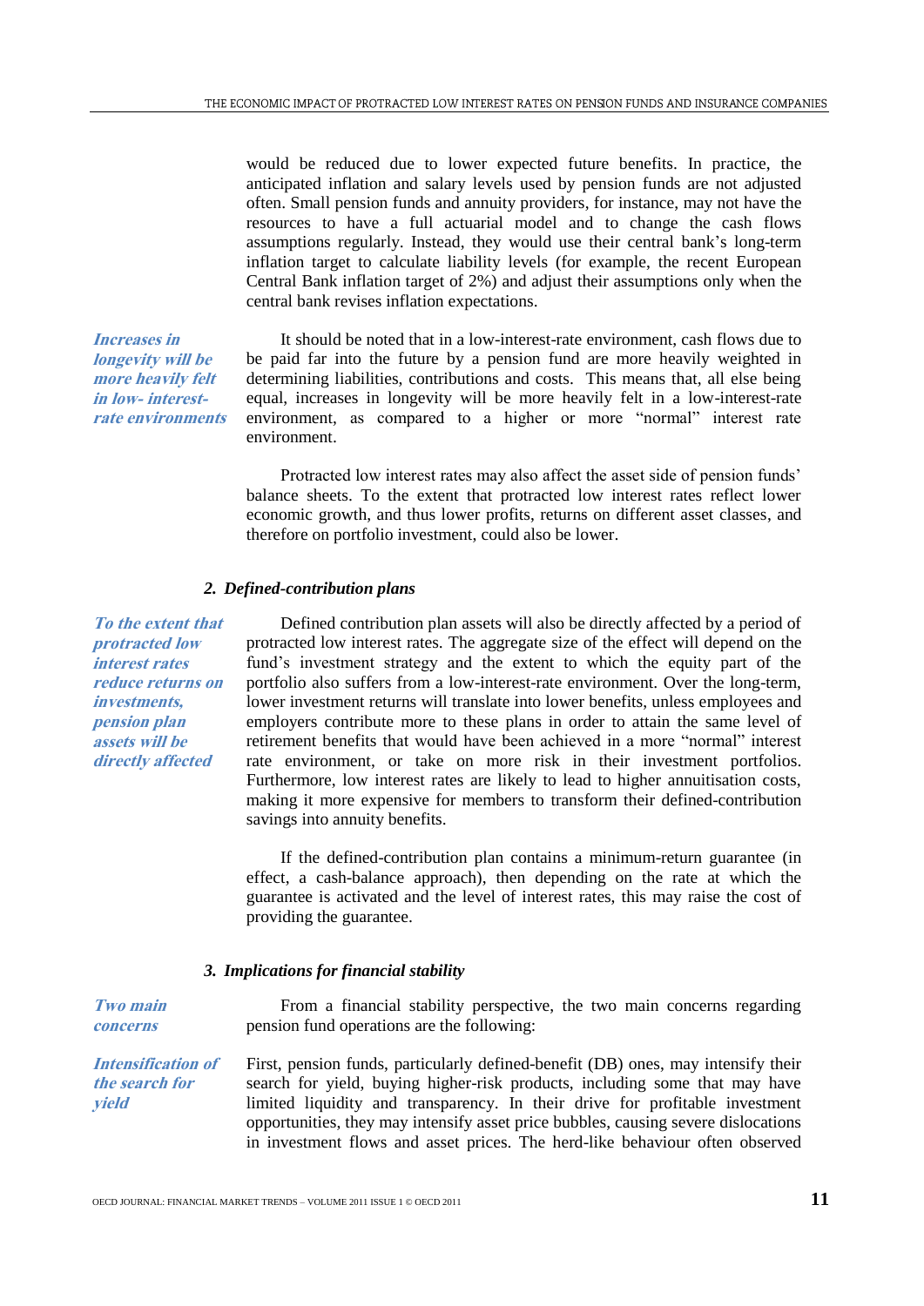would be reduced due to lower expected future benefits. In practice, the anticipated inflation and salary levels used by pension funds are not adjusted often. Small pension funds and annuity providers, for instance, may not have the resources to have a full actuarial model and to change the cash flows assumptions regularly. Instead, they would use their central bank's long-term inflation target to calculate liability levels (for example, the recent European Central Bank inflation target of 2%) and adjust their assumptions only when the central bank revises inflation expectations.

***Increases in longevity will be more heavily felt in low- interest-rate environments***

It should be noted that in a low-interest-rate environment, cash flows due to be paid far into the future by a pension fund are more heavily weighted in determining liabilities, contributions and costs. This means that, all else being equal, increases in longevity will be more heavily felt in a low-interest-rate environment, as compared to a higher or more "normal" interest rate environment.

Protracted low interest rates may also affect the asset side of pension funds' balance sheets. To the extent that protracted low interest rates reflect lower economic growth, and thus lower profits, returns on different asset classes, and therefore on portfolio investment, could also be lower.

### *2. Defined-contribution plans*

***To the extent that protracted low interest rates reduce returns on investments, pension plan assets will be directly affected***

Defined contribution plan assets will also be directly affected by a period of protracted low interest rates. The aggregate size of the effect will depend on the fund's investment strategy and the extent to which the equity part of the portfolio also suffers from a low-interest-rate environment. Over the long-term, lower investment returns will translate into lower benefits, unless employees and employers contribute more to these plans in order to attain the same level of retirement benefits that would have been achieved in a more "normal" interest rate environment, or take on more risk in their investment portfolios. Furthermore, low interest rates are likely to lead to higher annuitisation costs, making it more expensive for members to transform their defined-contribution savings into annuity benefits.

If the defined-contribution plan contains a minimum-return guarantee (in effect, a cash-balance approach), then depending on the rate at which the guarantee is activated and the level of interest rates, this may raise the cost of providing the guarantee.

### *3. Implications for financial stability*

***Two main concerns***

From a financial stability perspective, the two main concerns regarding pension fund operations are the following:

***Intensification of the search for yield***

First, pension funds, particularly defined-benefit (DB) ones, may intensify their search for yield, buying higher-risk products, including some that may have limited liquidity and transparency. In their drive for profitable investment opportunities, they may intensify asset price bubbles, causing severe dislocations in investment flows and asset prices. The herd-like behaviour often observed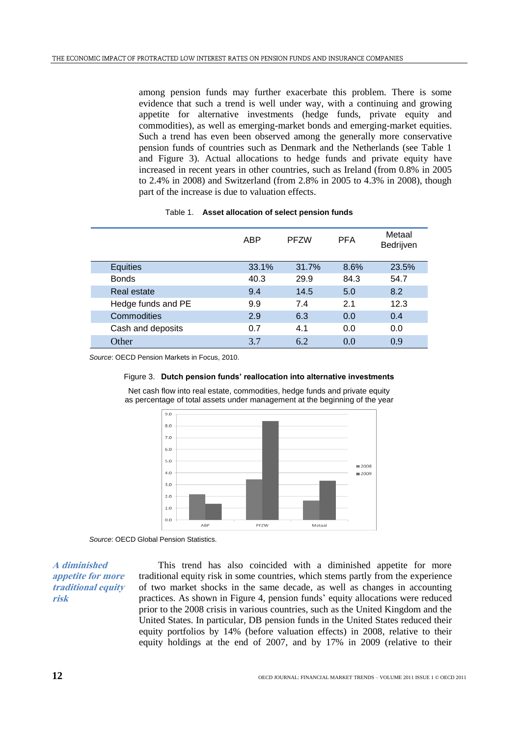among pension funds may further exacerbate this problem. There is some evidence that such a trend is well under way, with a continuing and growing appetite for alternative investments (hedge funds, private equity and commodities), as well as emerging-market bonds and emerging-market equities. Such a trend has even been observed among the generally more conservative pension funds of countries such as Denmark and the Netherlands (see Table 1 and Figure 3). Actual allocations to hedge funds and private equity have increased in recent years in other countries, such as Ireland (from 0.8% in 2005 to 2.4% in 2008) and Switzerland (from 2.8% in 2005 to 4.3% in 2008), though part of the increase is due to valuation effects.

Table 1. **Asset allocation of select pension funds**

| | ABP | PFZW | PFA | Metaal Bedrijven |
|---|---|---|---|---|
| Equities | 33.1% | 31.7% | 8.6% | 23.5% |
| Bonds | 40.3 | 29.9 | 84.3 | 54.7 |
| Real estate | 9.4 | 14.5 | 5.0 | 8.2 |
| Hedge funds and PE | 9.9 | 7.4 | 2.1 | 12.3 |
| Commodities | 2.9 | 6.3 | 0.0 | 0.4 |
| Cash and deposits | 0.7 | 4.1 | 0.0 | 0.0 |
| Other | 3.7 | 6.2 | 0.0 | 0.9 |

*Source*: OECD Pension Markets in Focus, 2010.

Figure 3. **Dutch pension funds' reallocation into alternative investments**

Net cash flow into real estate, commodities, hedge funds and private equity as percentage of total assets under management at the beginning of the year

*Source*: OECD Global Pension Statistics.

***A diminished appetite for more traditional equity risk***

This trend has also coincided with a diminished appetite for more traditional equity risk in some countries, which stems partly from the experience of two market shocks in the same decade, as well as changes in accounting practices. As shown in Figure 4, pension funds' equity allocations were reduced prior to the 2008 crisis in various countries, such as the United Kingdom and the United States. In particular, DB pension funds in the United States reduced their equity portfolios by 14% (before valuation effects) in 2008, relative to their equity holdings at the end of 2007, and by 17% in 2009 (relative to their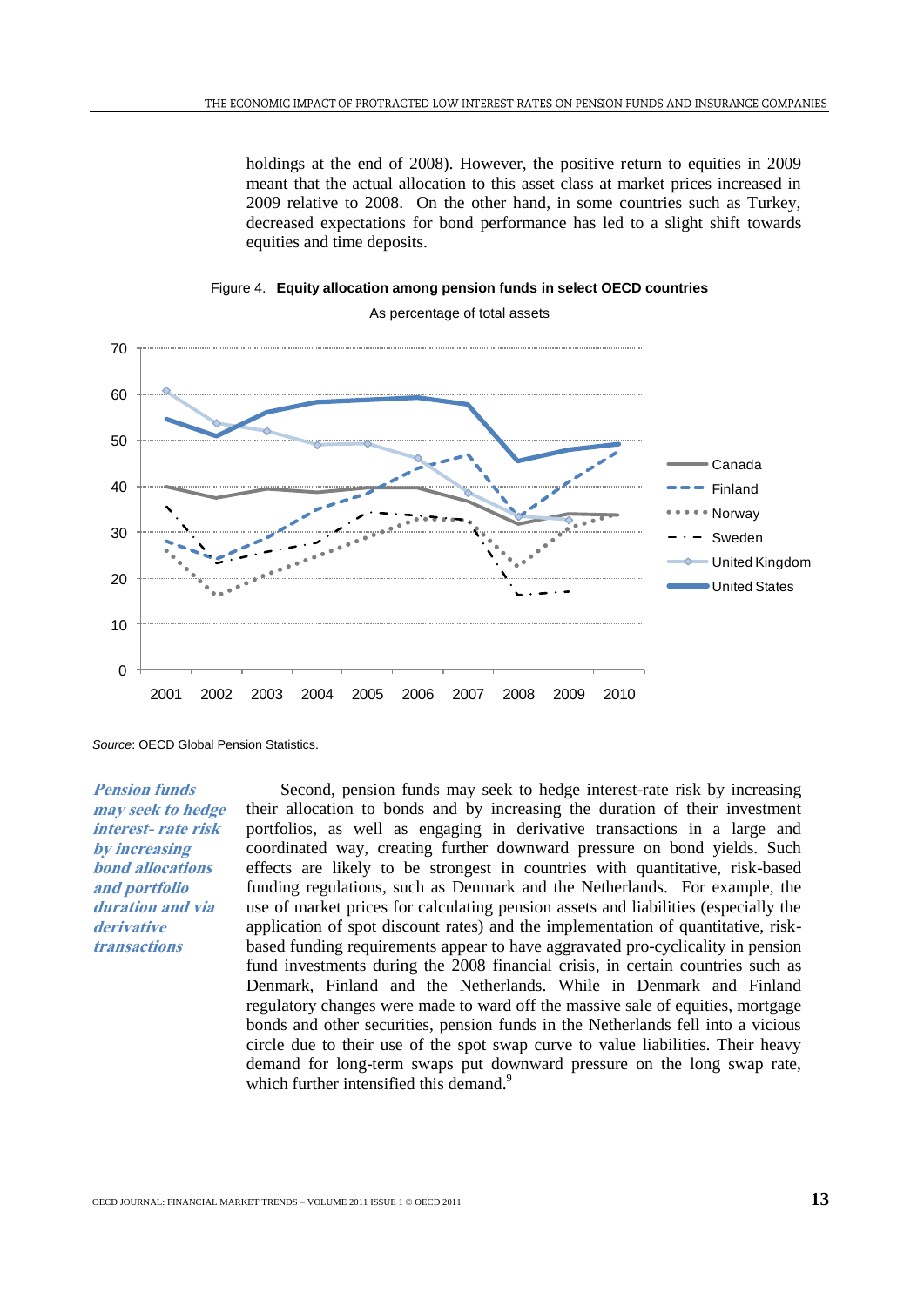holdings at the end of 2008). However, the positive return to equities in 2009 meant that the actual allocation to this asset class at market prices increased in 2009 relative to 2008. On the other hand, in some countries such as Turkey, decreased expectations for bond performance has led to a slight shift towards equities and time deposits.

Figure 4. **Equity allocation among pension funds in select OECD countries**

As percentage of total assets

*Source*: OECD Global Pension Statistics.

***Pension funds may seek to hedge interest- rate risk by increasing bond allocations and portfolio duration and via derivative transactions***

Second, pension funds may seek to hedge interest-rate risk by increasing their allocation to bonds and by increasing the duration of their investment portfolios, as well as engaging in derivative transactions in a large and coordinated way, creating further downward pressure on bond yields. Such effects are likely to be strongest in countries with quantitative, risk-based funding regulations, such as Denmark and the Netherlands. For example, the use of market prices for calculating pension assets and liabilities (especially the application of spot discount rates) and the implementation of quantitative, risk-based funding requirements appear to have aggravated pro-cyclicality in pension fund investments during the 2008 financial crisis, in certain countries such as Denmark, Finland and the Netherlands. While in Denmark and Finland regulatory changes were made to ward off the massive sale of equities, mortgage bonds and other securities, pension funds in the Netherlands fell into a vicious circle due to their use of the spot swap curve to value liabilities. Their heavy demand for long-term swaps put downward pressure on the long swap rate, which further intensified this demand.[9]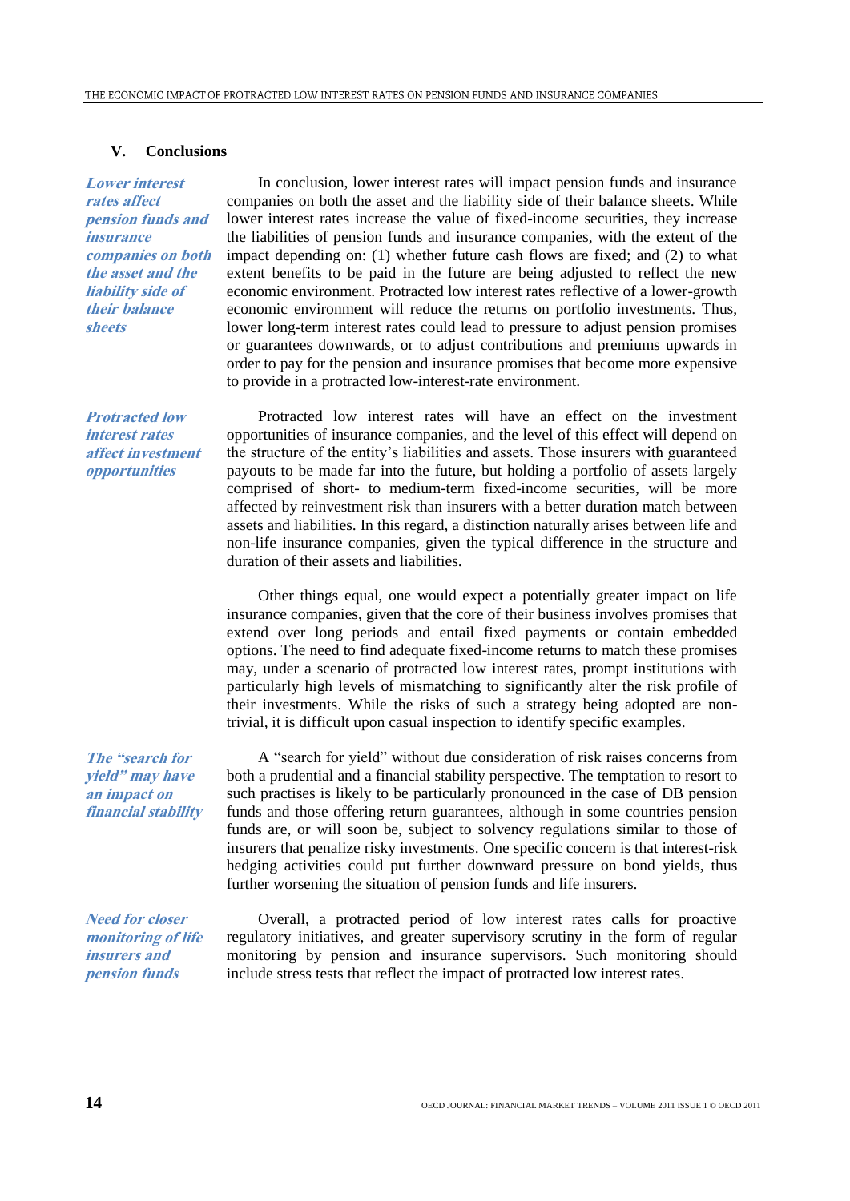## V. Conclusions

*Lower interest rates affect pension funds and insurance companies on both the asset and the liability side of their balance sheets*

In conclusion, lower interest rates will impact pension funds and insurance companies on both the asset and the liability side of their balance sheets. While lower interest rates increase the value of fixed-income securities, they increase the liabilities of pension funds and insurance companies, with the extent of the impact depending on: (1) whether future cash flows are fixed; and (2) to what extent benefits to be paid in the future are being adjusted to reflect the new economic environment. Protracted low interest rates reflective of a lower-growth economic environment will reduce the returns on portfolio investments. Thus, lower long-term interest rates could lead to pressure to adjust pension promises or guarantees downwards, or to adjust contributions and premiums upwards in order to pay for the pension and insurance promises that become more expensive to provide in a protracted low-interest-rate environment.

*Protracted low interest rates affect investment opportunities*

Protracted low interest rates will have an effect on the investment opportunities of insurance companies, and the level of this effect will depend on the structure of the entity's liabilities and assets. Those insurers with guaranteed payouts to be made far into the future, but holding a portfolio of assets largely comprised of short- to medium-term fixed-income securities, will be more affected by reinvestment risk than insurers with a better duration match between assets and liabilities. In this regard, a distinction naturally arises between life and non-life insurance companies, given the typical difference in the structure and duration of their assets and liabilities.

Other things equal, one would expect a potentially greater impact on life insurance companies, given that the core of their business involves promises that extend over long periods and entail fixed payments or contain embedded options. The need to find adequate fixed-income returns to match these promises may, under a scenario of protracted low interest rates, prompt institutions with particularly high levels of mismatching to significantly alter the risk profile of their investments. While the risks of such a strategy being adopted are non-trivial, it is difficult upon casual inspection to identify specific examples.

*The "search for yield" may have an impact on financial stability*

A "search for yield" without due consideration of risk raises concerns from both a prudential and a financial stability perspective. The temptation to resort to such practises is likely to be particularly pronounced in the case of DB pension funds and those offering return guarantees, although in some countries pension funds are, or will soon be, subject to solvency regulations similar to those of insurers that penalize risky investments. One specific concern is that interest-risk hedging activities could put further downward pressure on bond yields, thus further worsening the situation of pension funds and life insurers.

*Need for closer monitoring of life insurers and pension funds*

Overall, a protracted period of low interest rates calls for proactive regulatory initiatives, and greater supervisory scrutiny in the form of regular monitoring by pension and insurance supervisors. Such monitoring should include stress tests that reflect the impact of protracted low interest rates.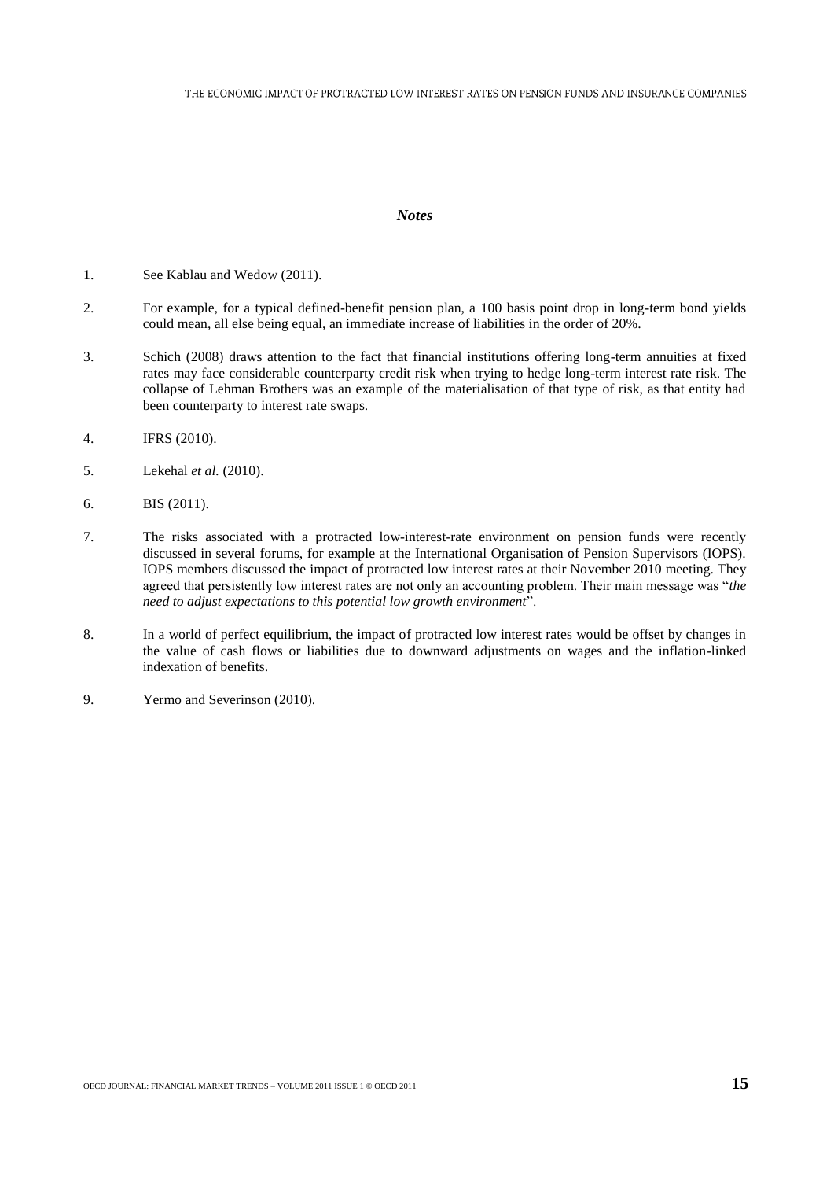## *Notes*

1. See Kablau and Wedow (2011).

2. For example, for a typical defined-benefit pension plan, a 100 basis point drop in long-term bond yields could mean, all else being equal, an immediate increase of liabilities in the order of 20%.

3. Schich (2008) draws attention to the fact that financial institutions offering long-term annuities at fixed rates may face considerable counterparty credit risk when trying to hedge long-term interest rate risk. The collapse of Lehman Brothers was an example of the materialisation of that type of risk, as that entity had been counterparty to interest rate swaps.

4. IFRS (2010).

5. Lekehal *et al.* (2010).

6. BIS (2011).

7. The risks associated with a protracted low-interest-rate environment on pension funds were recently discussed in several forums, for example at the International Organisation of Pension Supervisors (IOPS). IOPS members discussed the impact of protracted low interest rates at their November 2010 meeting. They agreed that persistently low interest rates are not only an accounting problem. Their main message was "*the need to adjust expectations to this potential low growth environment*".

8. In a world of perfect equilibrium, the impact of protracted low interest rates would be offset by changes in the value of cash flows or liabilities due to downward adjustments on wages and the inflation-linked indexation of benefits.

9. Yermo and Severinson (2010).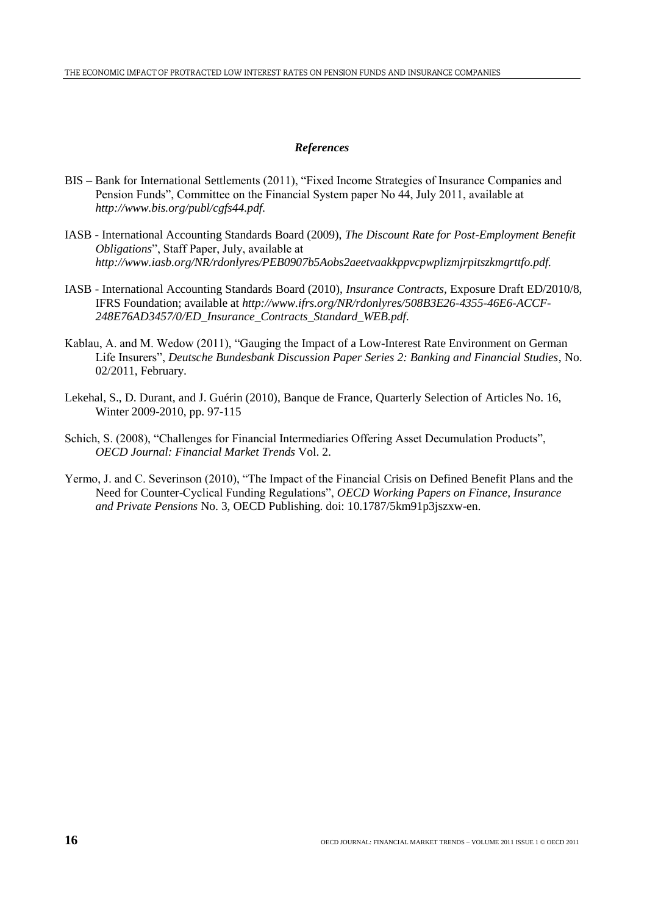### *References*

BIS – Bank for International Settlements (2011), "Fixed Income Strategies of Insurance Companies and Pension Funds", Committee on the Financial System paper No 44, July 2011, available at *http://www.bis.org/publ/cgfs44.pdf*.

IASB - International Accounting Standards Board (2009), *The Discount Rate for Post-Employment Benefit Obligations*", Staff Paper, July, available at *http://www.iasb.org/NR/rdonlyres/PEB0907b5Aobs2aeetvaakkppvcpwplizmjrpitszkmgrttfo.pdf.*

IASB - International Accounting Standards Board (2010), *Insurance Contracts*, Exposure Draft ED/2010/8, IFRS Foundation; available at *http://www.ifrs.org/NR/rdonlyres/508B3E26-4355-46E6-ACCF-248E76AD3457/0/ED_Insurance_Contracts_Standard_WEB.pdf.*

Kablau, A. and M. Wedow (2011), "Gauging the Impact of a Low-Interest Rate Environment on German Life Insurers", *Deutsche Bundesbank Discussion Paper Series 2: Banking and Financial Studies*, No. 02/2011, February.

Lekehal, S., D. Durant, and J. Guérin (2010), Banque de France, Quarterly Selection of Articles No. 16, Winter 2009-2010, pp. 97-115

Schich, S. (2008), "Challenges for Financial Intermediaries Offering Asset Decumulation Products", *OECD Journal: Financial Market Trends* Vol. 2.

Yermo, J. and C. Severinson (2010), "The Impact of the Financial Crisis on Defined Benefit Plans and the Need for Counter-Cyclical Funding Regulations", *OECD Working Papers on Finance, Insurance and Private Pensions* No. 3, OECD Publishing. doi: 10.1787/5km91p3jszxw-en.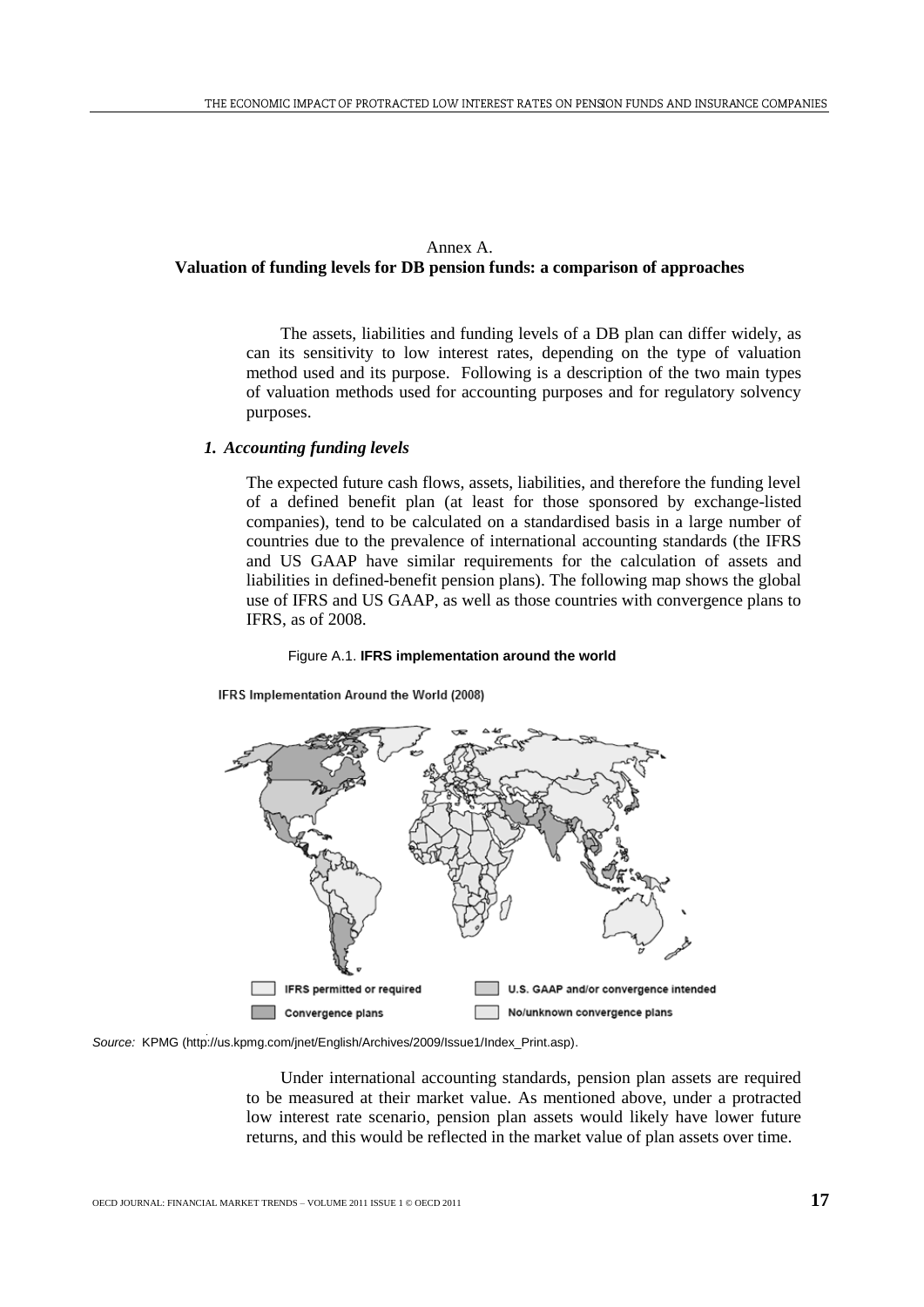## Annex A.
## Valuation of funding levels for DB pension funds: a comparison of approaches

The assets, liabilities and funding levels of a DB plan can differ widely, as can its sensitivity to low interest rates, depending on the type of valuation method used and its purpose. Following is a description of the two main types of valuation methods used for accounting purposes and for regulatory solvency purposes.

### *1. Accounting funding levels*

The expected future cash flows, assets, liabilities, and therefore the funding level of a defined benefit plan (at least for those sponsored by exchange-listed companies), tend to be calculated on a standardised basis in a large number of countries due to the prevalence of international accounting standards (the IFRS and US GAAP have similar requirements for the calculation of assets and liabilities in defined-benefit pension plans). The following map shows the global use of IFRS and US GAAP, as well as those countries with convergence plans to IFRS, as of 2008.

Figure A.1. **IFRS implementation around the world**

IFRS Implementation Around the World (2008)

IFRS permitted or required | U.S. GAAP and/or convergence intended | Convergence plans | No/unknown convergence plans

*Source:* KPMG (http://us.kpmg.com/jnet/English/Archives/2009/Issue1/Index_Print.asp).

Under international accounting standards, pension plan assets are required to be measured at their market value. As mentioned above, under a protracted low interest rate scenario, pension plan assets would likely have lower future returns, and this would be reflected in the market value of plan assets over time.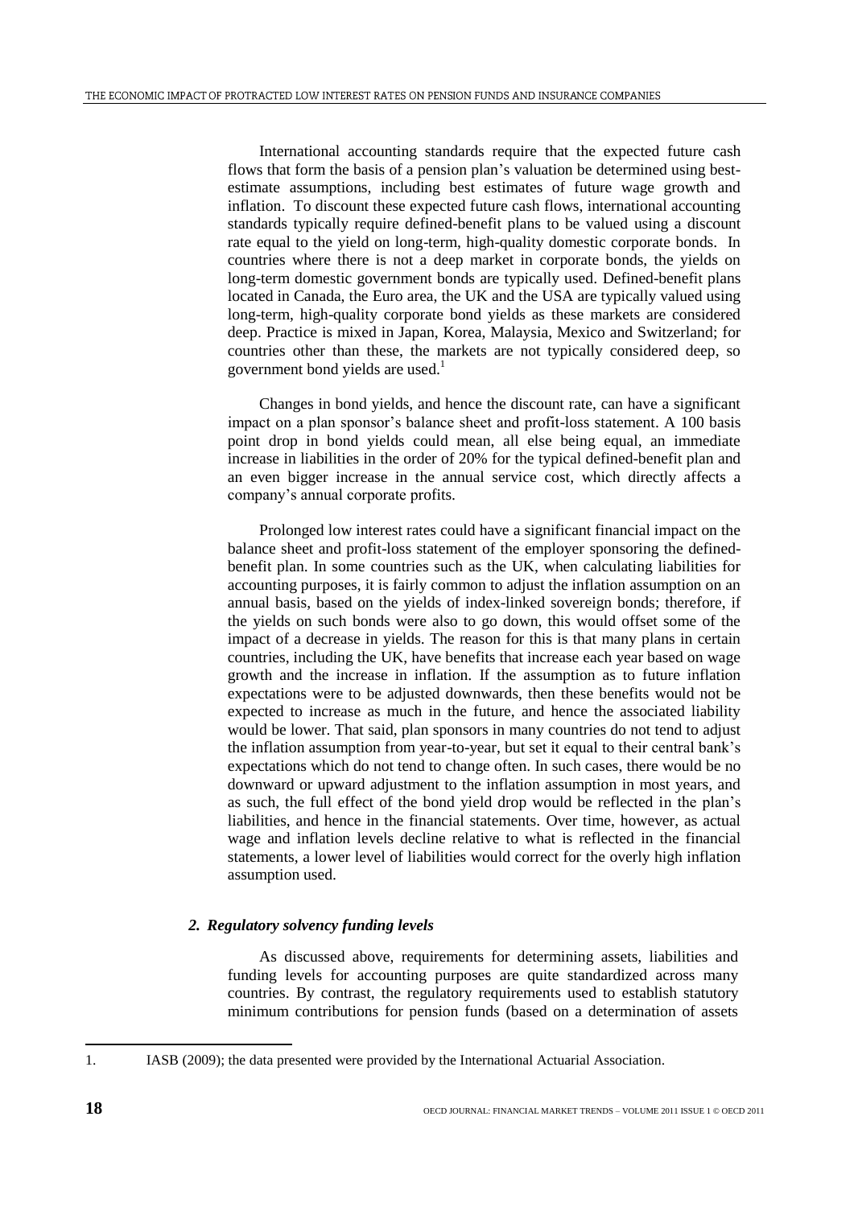International accounting standards require that the expected future cash flows that form the basis of a pension plan's valuation be determined using best-estimate assumptions, including best estimates of future wage growth and inflation. To discount these expected future cash flows, international accounting standards typically require defined-benefit plans to be valued using a discount rate equal to the yield on long-term, high-quality domestic corporate bonds. In countries where there is not a deep market in corporate bonds, the yields on long-term domestic government bonds are typically used. Defined-benefit plans located in Canada, the Euro area, the UK and the USA are typically valued using long-term, high-quality corporate bond yields as these markets are considered deep. Practice is mixed in Japan, Korea, Malaysia, Mexico and Switzerland; for countries other than these, the markets are not typically considered deep, so government bond yields are used.[1]

Changes in bond yields, and hence the discount rate, can have a significant impact on a plan sponsor's balance sheet and profit-loss statement. A 100 basis point drop in bond yields could mean, all else being equal, an immediate increase in liabilities in the order of 20% for the typical defined-benefit plan and an even bigger increase in the annual service cost, which directly affects a company's annual corporate profits.

Prolonged low interest rates could have a significant financial impact on the balance sheet and profit-loss statement of the employer sponsoring the defined-benefit plan. In some countries such as the UK, when calculating liabilities for accounting purposes, it is fairly common to adjust the inflation assumption on an annual basis, based on the yields of index-linked sovereign bonds; therefore, if the yields on such bonds were also to go down, this would offset some of the impact of a decrease in yields. The reason for this is that many plans in certain countries, including the UK, have benefits that increase each year based on wage growth and the increase in inflation. If the assumption as to future inflation expectations were to be adjusted downwards, then these benefits would not be expected to increase as much in the future, and hence the associated liability would be lower. That said, plan sponsors in many countries do not tend to adjust the inflation assumption from year-to-year, but set it equal to their central bank's expectations which do not tend to change often. In such cases, there would be no downward or upward adjustment to the inflation assumption in most years, and as such, the full effect of the bond yield drop would be reflected in the plan's liabilities, and hence in the financial statements. Over time, however, as actual wage and inflation levels decline relative to what is reflected in the financial statements, a lower level of liabilities would correct for the overly high inflation assumption used.

### *2. Regulatory solvency funding levels*

As discussed above, requirements for determining assets, liabilities and funding levels for accounting purposes are quite standardized across many countries. By contrast, the regulatory requirements used to establish statutory minimum contributions for pension funds (based on a determination of assets

1. IASB (2009); the data presented were provided by the International Actuarial Association.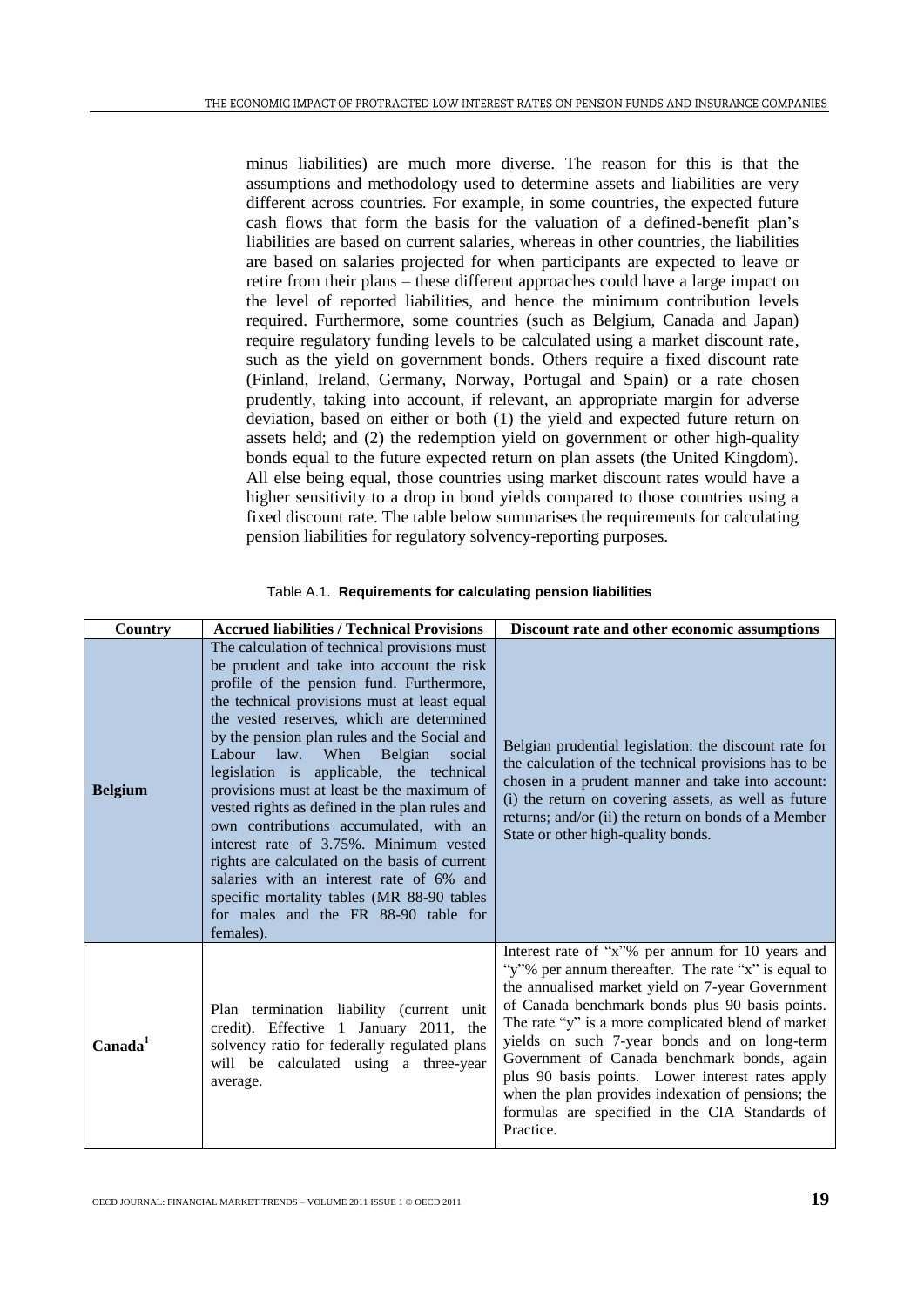minus liabilities) are much more diverse. The reason for this is that the assumptions and methodology used to determine assets and liabilities are very different across countries. For example, in some countries, the expected future cash flows that form the basis for the valuation of a defined-benefit plan's liabilities are based on current salaries, whereas in other countries, the liabilities are based on salaries projected for when participants are expected to leave or retire from their plans – these different approaches could have a large impact on the level of reported liabilities, and hence the minimum contribution levels required. Furthermore, some countries (such as Belgium, Canada and Japan) require regulatory funding levels to be calculated using a market discount rate, such as the yield on government bonds. Others require a fixed discount rate (Finland, Ireland, Germany, Norway, Portugal and Spain) or a rate chosen prudently, taking into account, if relevant, an appropriate margin for adverse deviation, based on either or both (1) the yield and expected future return on assets held; and (2) the redemption yield on government or other high-quality bonds equal to the future expected return on plan assets (the United Kingdom). All else being equal, those countries using market discount rates would have a higher sensitivity to a drop in bond yields compared to those countries using a fixed discount rate. The table below summarises the requirements for calculating pension liabilities for regulatory solvency-reporting purposes.

Table A.1. **Requirements for calculating pension liabilities**

| Country | Accrued liabilities / Technical Provisions | Discount rate and other economic assumptions |
|---|---|---|
| **Belgium** | The calculation of technical provisions must be prudent and take into account the risk profile of the pension fund. Furthermore, the technical provisions must at least equal the vested reserves, which are determined by the pension plan rules and the Social and Labour law. When Belgian social legislation is applicable, the technical provisions must at least be the maximum of vested rights as defined in the plan rules and own contributions accumulated, with an interest rate of 3.75%. Minimum vested rights are calculated on the basis of current salaries with an interest rate of 6% and specific mortality tables (MR 88-90 tables for males and the FR 88-90 table for females). | Belgian prudential legislation: the discount rate for the calculation of the technical provisions has to be chosen in a prudent manner and take into account: (i) the return on covering assets, as well as future returns; and/or (ii) the return on bonds of a Member State or other high-quality bonds. |
| **Canada**[1] | Plan termination liability (current unit credit). Effective 1 January 2011, the solvency ratio for federally regulated plans will be calculated using a three-year average. | Interest rate of "x"% per annum for 10 years and "y"% per annum thereafter. The rate "x" is equal to the annualised market yield on 7-year Government of Canada benchmark bonds plus 90 basis points. The rate "y" is a more complicated blend of market yields on such 7-year bonds and on long-term Government of Canada benchmark bonds, again plus 90 basis points. Lower interest rates apply when the plan provides indexation of pensions; the formulas are specified in the CIA Standards of Practice. |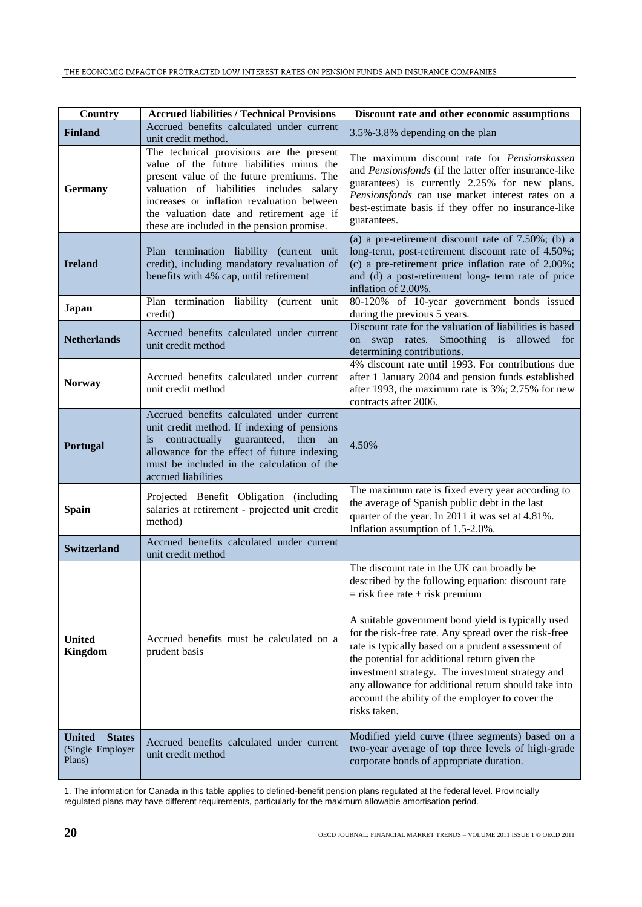| Country | Accrued liabilities / Technical Provisions | Discount rate and other economic assumptions |
|---|---|---|
| **Finland** | Accrued benefits calculated under current unit credit method. | 3.5%-3.8% depending on the plan |
| **Germany** | The technical provisions are the present value of the future liabilities minus the present value of the future premiums. The valuation of liabilities includes salary increases or inflation revaluation between the valuation date and retirement age if these are included in the pension promise. | The maximum discount rate for *Pensionskassen* and *Pensionsfonds* (if the latter offer insurance-like guarantees) is currently 2.25% for new plans. *Pensionsfonds* can use market interest rates on a best-estimate basis if they offer no insurance-like guarantees. |
| **Ireland** | Plan termination liability (current unit credit), including mandatory revaluation of benefits with 4% cap, until retirement | (a) a pre-retirement discount rate of 7.50%; (b) a long-term, post-retirement discount rate of 4.50%; (c) a pre-retirement price inflation rate of 2.00%; and (d) a post-retirement long- term rate of price inflation of 2.00%. |
| **Japan** | Plan termination liability (current unit credit) | 80-120% of 10-year government bonds issued during the previous 5 years. |
| **Netherlands** | Accrued benefits calculated under current unit credit method | Discount rate for the valuation of liabilities is based on swap rates. Smoothing is allowed for determining contributions. |
| **Norway** | Accrued benefits calculated under current unit credit method | 4% discount rate until 1993. For contributions due after 1 January 2004 and pension funds established after 1993, the maximum rate is 3%; 2.75% for new contracts after 2006. |
| **Portugal** | Accrued benefits calculated under current unit credit method. If indexing of pensions is contractually guaranteed, then an allowance for the effect of future indexing must be included in the calculation of the accrued liabilities | 4.50% |
| **Spain** | Projected Benefit Obligation (including salaries at retirement - projected unit credit method) | The maximum rate is fixed every year according to the average of Spanish public debt in the last quarter of the year. In 2011 it was set at 4.81%. Inflation assumption of 1.5-2.0%. |
| **Switzerland** | Accrued benefits calculated under current unit credit method | |
| **United Kingdom** | Accrued benefits must be calculated on a prudent basis | The discount rate in the UK can broadly be described by the following equation: discount rate = risk free rate + risk premium<br><br>A suitable government bond yield is typically used for the risk-free rate. Any spread over the risk-free rate is typically based on a prudent assessment of the potential for additional return given the investment strategy. The investment strategy and any allowance for additional return should take into account the ability of the employer to cover the risks taken. |
| **United States** (Single Employer Plans) | Accrued benefits calculated under current unit credit method | Modified yield curve (three segments) based on a two-year average of top three levels of high-grade corporate bonds of appropriate duration. |

1. The information for Canada in this table applies to defined-benefit pension plans regulated at the federal level. Provincially regulated plans may have different requirements, particularly for the maximum allowable amortisation period.